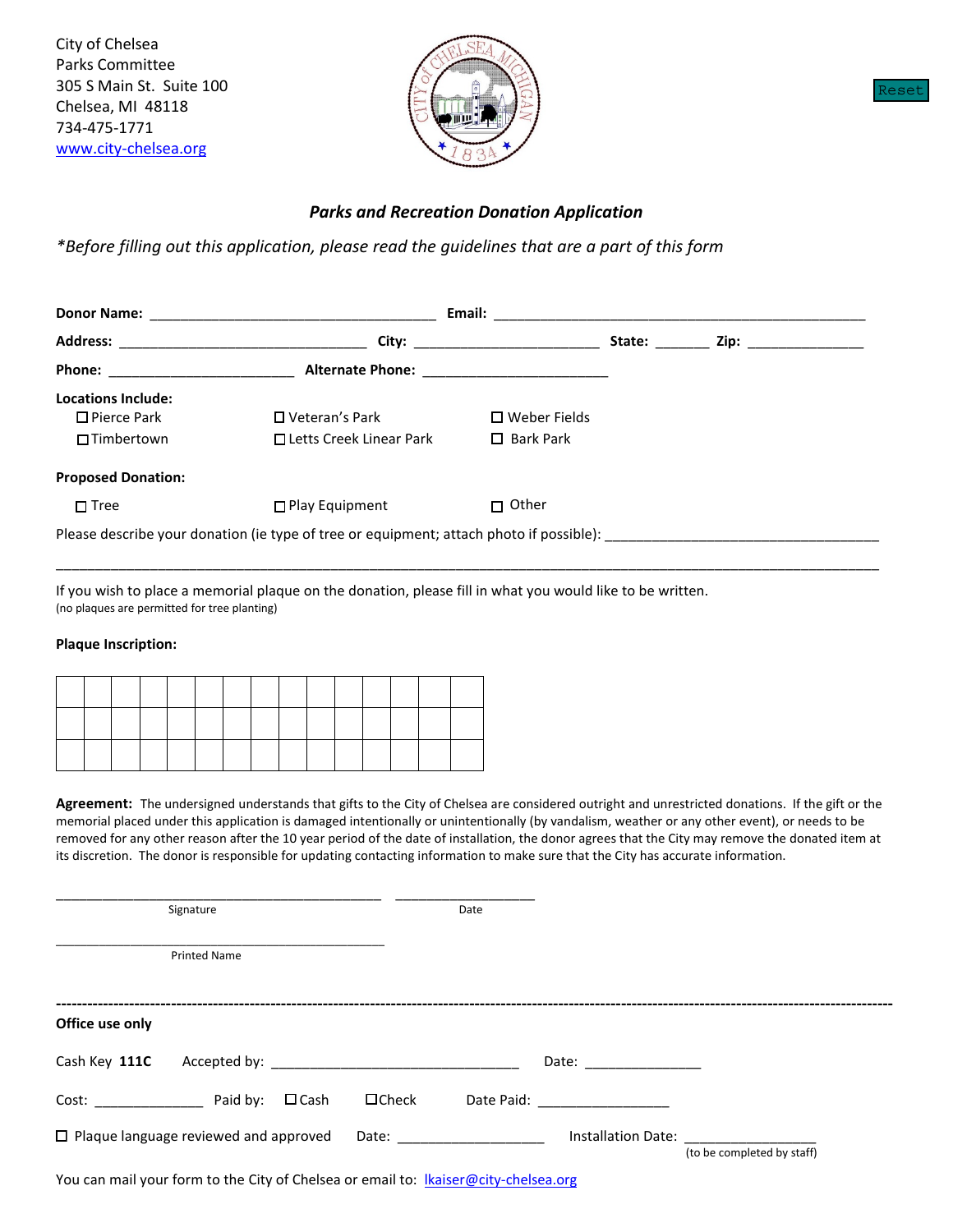City of Chelsea
Parks Committee
305 S Main St. Suite 100
Chelsea, MI 48118
734-475-1771
www.city-chelsea.org

Reset

## *Parks and Recreation Donation Application*

*\*Before filling out this application, please read the guidelines that are a part of this form*

**Donor Name:** ___________________________________ **Email:** _____________________________________________

**Address:** ______________________________ **City:** ______________________ **State:** _______ **Zip:** ______________

**Phone:** ______________________ **Alternate Phone:** ______________________

**Locations Include:**

- ☐ Pierce Park
- ☐ Veteran's Park
- ☐ Weber Fields
- ☐ Timbertown
- ☐ Letts Creek Linear Park
- ☐ Bark Park

**Proposed Donation:**

- ☐ Tree
- ☐ Play Equipment
- ☐ Other

Please describe your donation (ie type of tree or equipment; attach photo if possible): ___________________________________

____________________________________________________________________________________________________

If you wish to place a memorial plaque on the donation, please fill in what you would like to be written.
(no plaques are permitted for tree planting)

**Plaque Inscription:**

| | | | | | | | | | | | | | | |
|---|---|---|---|---|---|---|---|---|---|---|---|---|---|---|
| | | | | | | | | | | | | | | |
| | | | | | | | | | | | | | | |

**Agreement:** The undersigned understands that gifts to the City of Chelsea are considered outright and unrestricted donations. If the gift or the memorial placed under this application is damaged intentionally or unintentionally (by vandalism, weather or any other event), or needs to be removed for any other reason after the 10 year period of the date of installation, the donor agrees that the City may remove the donated item at its discretion. The donor is responsible for updating contacting information to make sure that the City has accurate information.

_____________________________________________ __________________
Signature Date

_____________________________________________
Printed Name

---

**Office use only**

Cash Key **111C** Accepted by: ______________________________ Date: ______________

Cost: ____________ Paid by: ☐ Cash ☐ Check Date Paid: ________________

☐ Plaque language reviewed and approved Date: __________________ Installation Date: ________________
(to be completed by staff)

You can mail your form to the City of Chelsea or email to: lkaiser@city-chelsea.org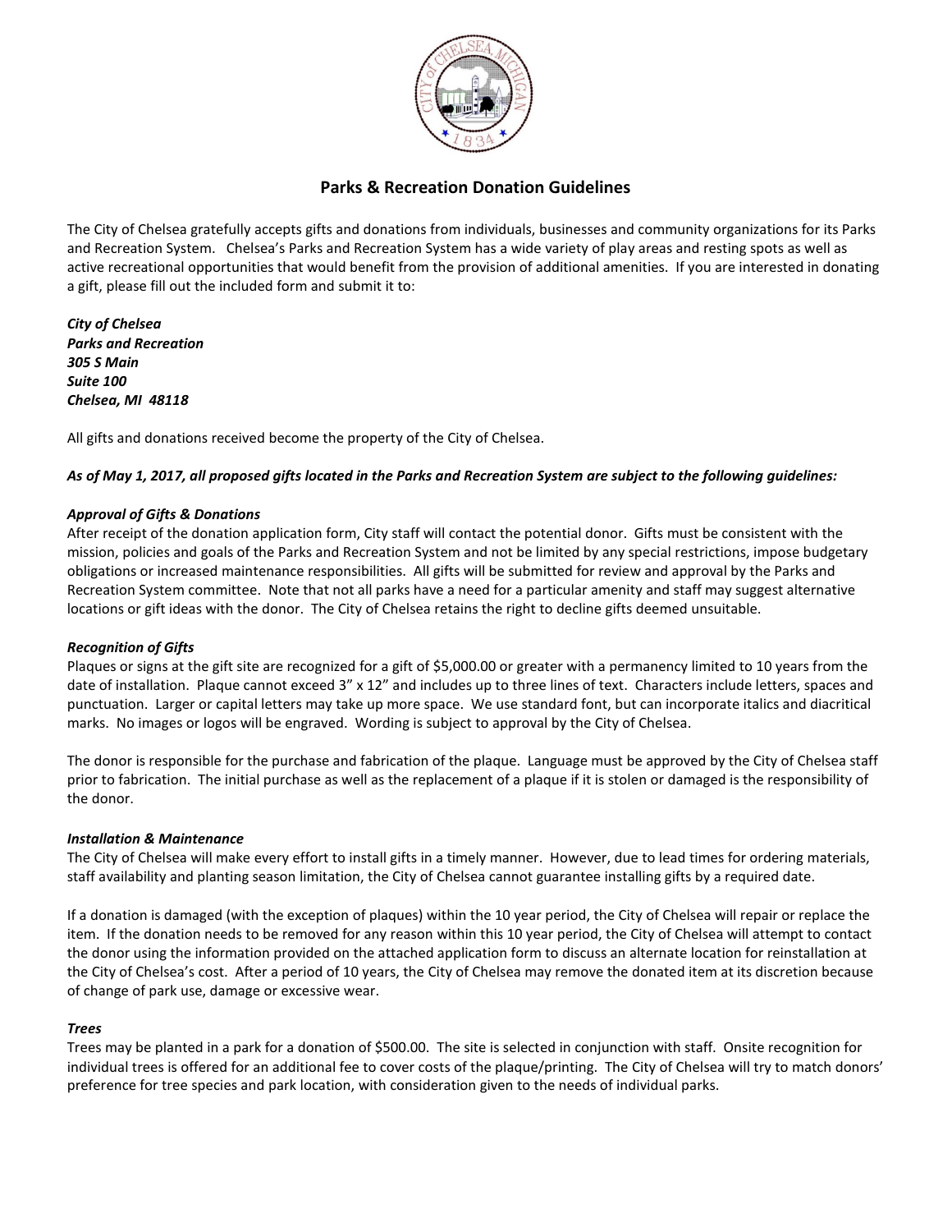## Parks & Recreation Donation Guidelines

The City of Chelsea gratefully accepts gifts and donations from individuals, businesses and community organizations for its Parks and Recreation System. Chelsea's Parks and Recreation System has a wide variety of play areas and resting spots as well as active recreational opportunities that would benefit from the provision of additional amenities. If you are interested in donating a gift, please fill out the included form and submit it to:

***City of Chelsea***
***Parks and Recreation***
***305 S Main***
***Suite 100***
***Chelsea, MI 48118***

All gifts and donations received become the property of the City of Chelsea.

***As of May 1, 2017, all proposed gifts located in the Parks and Recreation System are subject to the following guidelines:***

***Approval of Gifts & Donations***

After receipt of the donation application form, City staff will contact the potential donor. Gifts must be consistent with the mission, policies and goals of the Parks and Recreation System and not be limited by any special restrictions, impose budgetary obligations or increased maintenance responsibilities. All gifts will be submitted for review and approval by the Parks and Recreation System committee. Note that not all parks have a need for a particular amenity and staff may suggest alternative locations or gift ideas with the donor. The City of Chelsea retains the right to decline gifts deemed unsuitable.

***Recognition of Gifts***

Plaques or signs at the gift site are recognized for a gift of $5,000.00 or greater with a permanency limited to 10 years from the date of installation. Plaque cannot exceed 3" x 12" and includes up to three lines of text. Characters include letters, spaces and punctuation. Larger or capital letters may take up more space. We use standard font, but can incorporate italics and diacritical marks. No images or logos will be engraved. Wording is subject to approval by the City of Chelsea.

The donor is responsible for the purchase and fabrication of the plaque. Language must be approved by the City of Chelsea staff prior to fabrication. The initial purchase as well as the replacement of a plaque if it is stolen or damaged is the responsibility of the donor.

***Installation & Maintenance***

The City of Chelsea will make every effort to install gifts in a timely manner. However, due to lead times for ordering materials, staff availability and planting season limitation, the City of Chelsea cannot guarantee installing gifts by a required date.

If a donation is damaged (with the exception of plaques) within the 10 year period, the City of Chelsea will repair or replace the item. If the donation needs to be removed for any reason within this 10 year period, the City of Chelsea will attempt to contact the donor using the information provided on the attached application form to discuss an alternate location for reinstallation at the City of Chelsea's cost. After a period of 10 years, the City of Chelsea may remove the donated item at its discretion because of change of park use, damage or excessive wear.

***Trees***

Trees may be planted in a park for a donation of $500.00. The site is selected in conjunction with staff. Onsite recognition for individual trees is offered for an additional fee to cover costs of the plaque/printing. The City of Chelsea will try to match donors' preference for tree species and park location, with consideration given to the needs of individual parks.